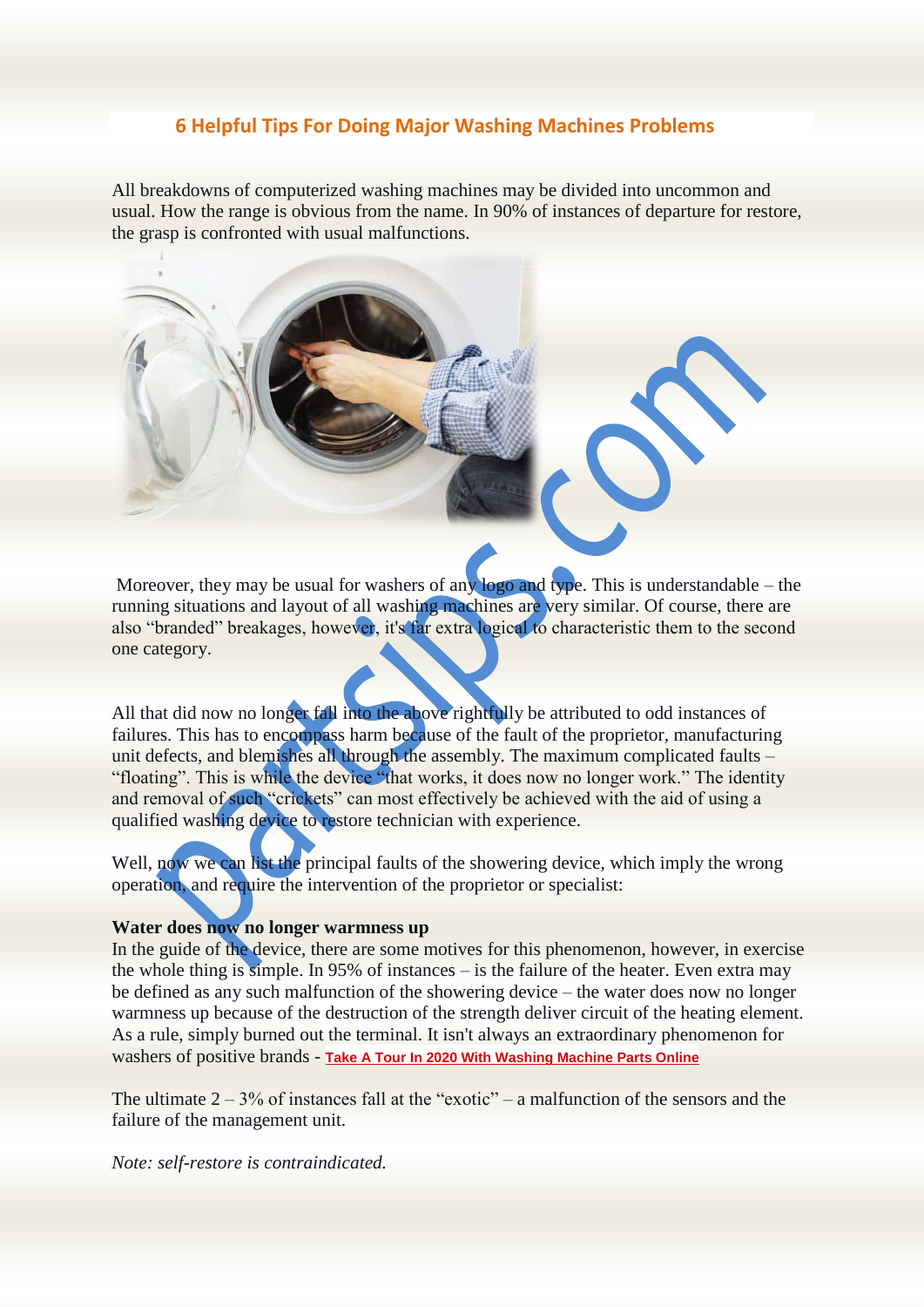## 6 Helpful Tips For Doing Major Washing Machines Problems

All breakdowns of computerized washing machines may be divided into uncommon and usual. How the range is obvious from the name. In 90% of instances of departure for restore, the grasp is confronted with usual malfunctions.

Moreover, they may be usual for washers of any logo and type. This is understandable – the running situations and layout of all washing machines are very similar. Of course, there are also "branded" breakages, however, it's far extra logical to characteristic them to the second one category.

All that did now no longer fall into the above rightfully be attributed to odd instances of failures. This has to encompass harm because of the fault of the proprietor, manufacturing unit defects, and blemishes all through the assembly. The maximum complicated faults – "floating". This is while the device "that works, it does now no longer work." The identity and removal of such "crickets" can most effectively be achieved with the aid of using a qualified washing device to restore technician with experience.

Well, now we can list the principal faults of the showering device, which imply the wrong operation, and require the intervention of the proprietor or specialist:

**Water does now no longer warmness up**

In the guide of the device, there are some motives for this phenomenon, however, in exercise the whole thing is simple. In 95% of instances – is the failure of the heater. Even extra may be defined as any such malfunction of the showering device – the water does now no longer warmness up because of the destruction of the strength deliver circuit of the heating element. As a rule, simply burned out the terminal. It isn't always an extraordinary phenomenon for washers of positive brands - **Take A Tour In 2020 With Washing Machine Parts Online**

The ultimate 2 – 3% of instances fall at the "exotic" – a malfunction of the sensors and the failure of the management unit.

*Note: self-restore is contraindicated.*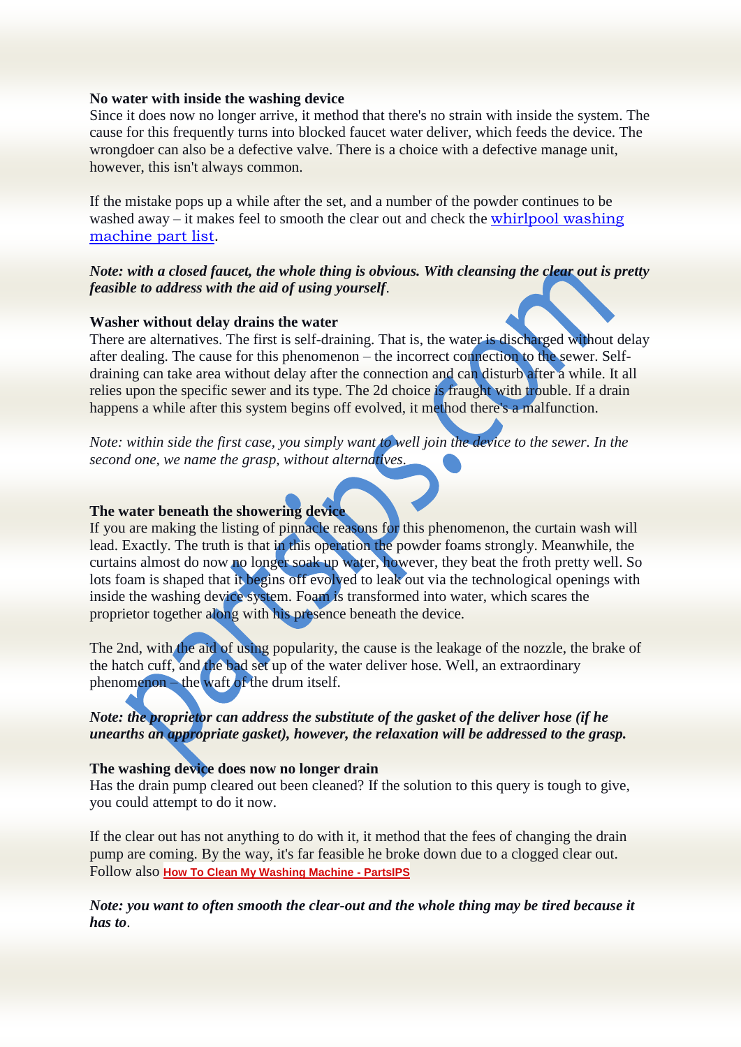**No water with inside the washing device**
Since it does now no longer arrive, it method that there's no strain with inside the system. The cause for this frequently turns into blocked faucet water deliver, which feeds the device. The wrongdoer can also be a defective valve. There is a choice with a defective manage unit, however, this isn't always common.

If the mistake pops up a while after the set, and a number of the powder continues to be washed away – it makes feel to smooth the clear out and check the [whirlpool washing machine part list](https://partsips.com).

***Note: with a closed faucet, the whole thing is obvious. With cleansing the clear out is pretty feasible to address with the aid of using yourself*.**

**Washer without delay drains the water**
There are alternatives. The first is self-draining. That is, the water is discharged without delay after dealing. The cause for this phenomenon – the incorrect connection to the sewer. Self-draining can take area without delay after the connection and can disturb after a while. It all relies upon the specific sewer and its type. The 2d choice is fraught with trouble. If a drain happens a while after this system begins off evolved, it method there's a malfunction.

*Note: within side the first case, you simply want to well join the device to the sewer. In the second one, we name the grasp, without alternatives.*

**The water beneath the showering device**
If you are making the listing of pinnacle reasons for this phenomenon, the curtain wash will lead. Exactly. The truth is that in this operation the powder foams strongly. Meanwhile, the curtains almost do now no longer soak up water, however, they beat the froth pretty well. So lots foam is shaped that it begins off evolved to leak out via the technological openings with inside the washing device system. Foam is transformed into water, which scares the proprietor together along with his presence beneath the device.

The 2nd, with the aid of using popularity, the cause is the leakage of the nozzle, the brake of the hatch cuff, and the bad set up of the water deliver hose. Well, an extraordinary phenomenon – the waft of the drum itself.

***Note: the proprietor can address the substitute of the gasket of the deliver hose (if he unearths an appropriate gasket), however, the relaxation will be addressed to the grasp.***

**The washing device does now no longer drain**
Has the drain pump cleared out been cleaned? If the solution to this query is tough to give, you could attempt to do it now.

If the clear out has not anything to do with it, it method that the fees of changing the drain pump are coming. By the way, it's far feasible he broke down due to a clogged clear out. Follow also [How To Clean My Washing Machine - PartsIPS](https://partsips.com)

***Note: you want to often smooth the clear-out and the whole thing may be tired because it has to*.**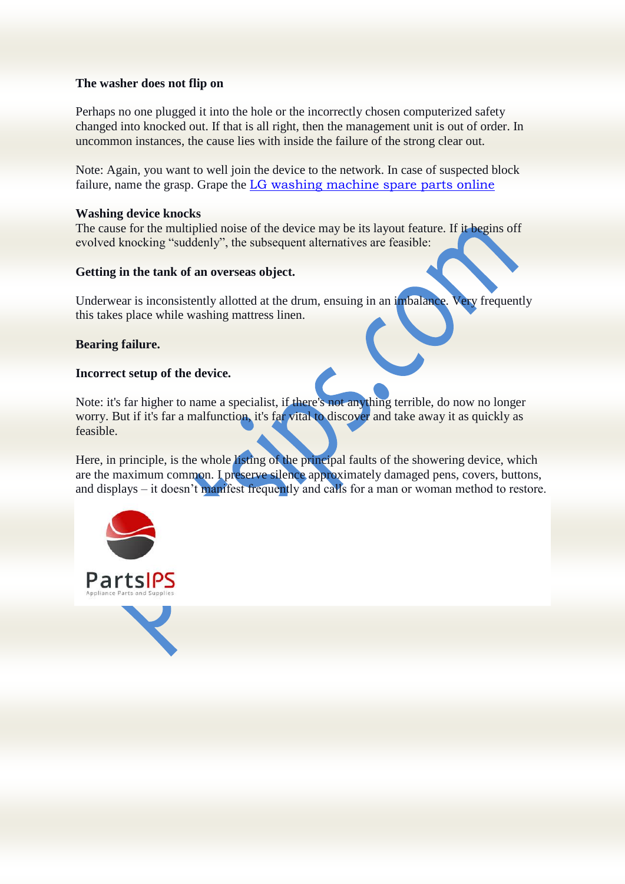**The washer does not flip on**

Perhaps no one plugged it into the hole or the incorrectly chosen computerized safety changed into knocked out. If that is all right, then the management unit is out of order. In uncommon instances, the cause lies with inside the failure of the strong clear out.

Note: Again, you want to well join the device to the network. In case of suspected block failure, name the grasp. Grape the [LG washing machine spare parts online]

**Washing device knocks**

The cause for the multiplied noise of the device may be its layout feature. If it begins off evolved knocking "suddenly", the subsequent alternatives are feasible:

**Getting in the tank of an overseas object.**

Underwear is inconsistently allotted at the drum, ensuing in an imbalance. Very frequently this takes place while washing mattress linen.

**Bearing failure.**

**Incorrect setup of the device.**

Note: it's far higher to name a specialist, if there's not anything terrible, do now no longer worry. But if it's far a malfunction, it's far vital to discover and take away it as quickly as feasible.

Here, in principle, is the whole listing of the principal faults of the showering device, which are the maximum common. I preserve silence approximately damaged pens, covers, buttons, and displays – it doesn't manifest frequently and calls for a man or woman method to restore.

PartsIPS
Appliance Parts and Supplies